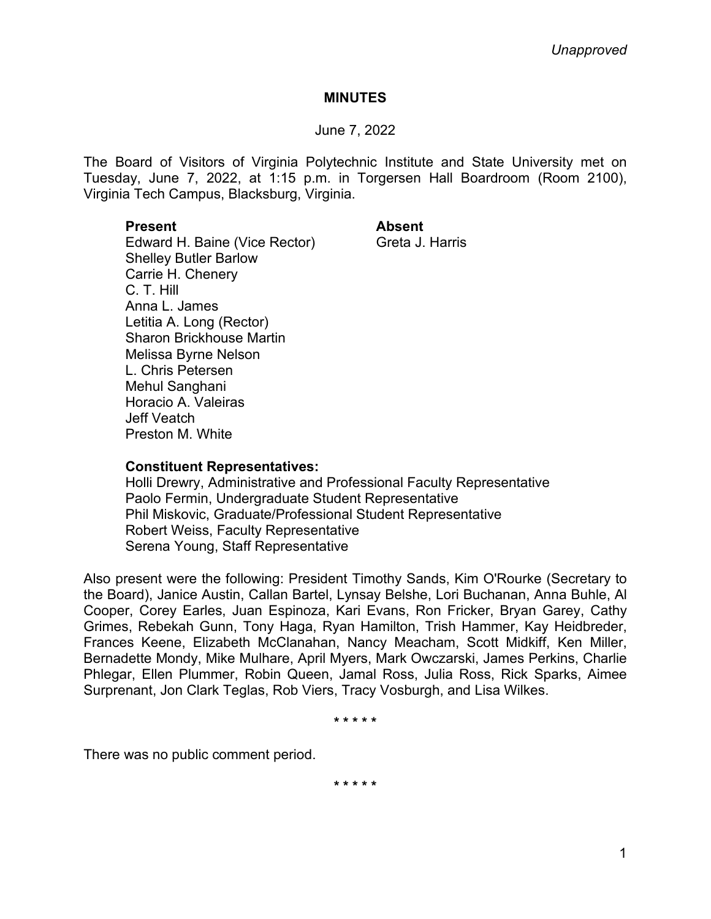*Unapproved*

# MINUTES

June 7, 2022

The Board of Visitors of Virginia Polytechnic Institute and State University met on Tuesday, June 7, 2022, at 1:15 p.m. in Torgersen Hall Boardroom (Room 2100), Virginia Tech Campus, Blacksburg, Virginia.

| **Present** | **Absent** |
|---|---|
| Edward H. Baine (Vice Rector) | Greta J. Harris |
| Shelley Butler Barlow | |
| Carrie H. Chenery | |
| C. T. Hill | |
| Anna L. James | |
| Letitia A. Long (Rector) | |
| Sharon Brickhouse Martin | |
| Melissa Byrne Nelson | |
| L. Chris Petersen | |
| Mehul Sanghani | |
| Horacio A. Valeiras | |
| Jeff Veatch | |
| Preston M. White | |

**Constituent Representatives:**

Holli Drewry, Administrative and Professional Faculty Representative
Paolo Fermin, Undergraduate Student Representative
Phil Miskovic, Graduate/Professional Student Representative
Robert Weiss, Faculty Representative
Serena Young, Staff Representative

Also present were the following: President Timothy Sands, Kim O'Rourke (Secretary to the Board), Janice Austin, Callan Bartel, Lynsay Belshe, Lori Buchanan, Anna Buhle, Al Cooper, Corey Earles, Juan Espinoza, Kari Evans, Ron Fricker, Bryan Garey, Cathy Grimes, Rebekah Gunn, Tony Haga, Ryan Hamilton, Trish Hammer, Kay Heidbreder, Frances Keene, Elizabeth McClanahan, Nancy Meacham, Scott Midkiff, Ken Miller, Bernadette Mondy, Mike Mulhare, April Myers, Mark Owczarski, James Perkins, Charlie Phlegar, Ellen Plummer, Robin Queen, Jamal Ross, Julia Ross, Rick Sparks, Aimee Surprenant, Jon Clark Teglas, Rob Viers, Tracy Vosburgh, and Lisa Wilkes.

\* \* \* \* \*

There was no public comment period.

\* \* \* \* \*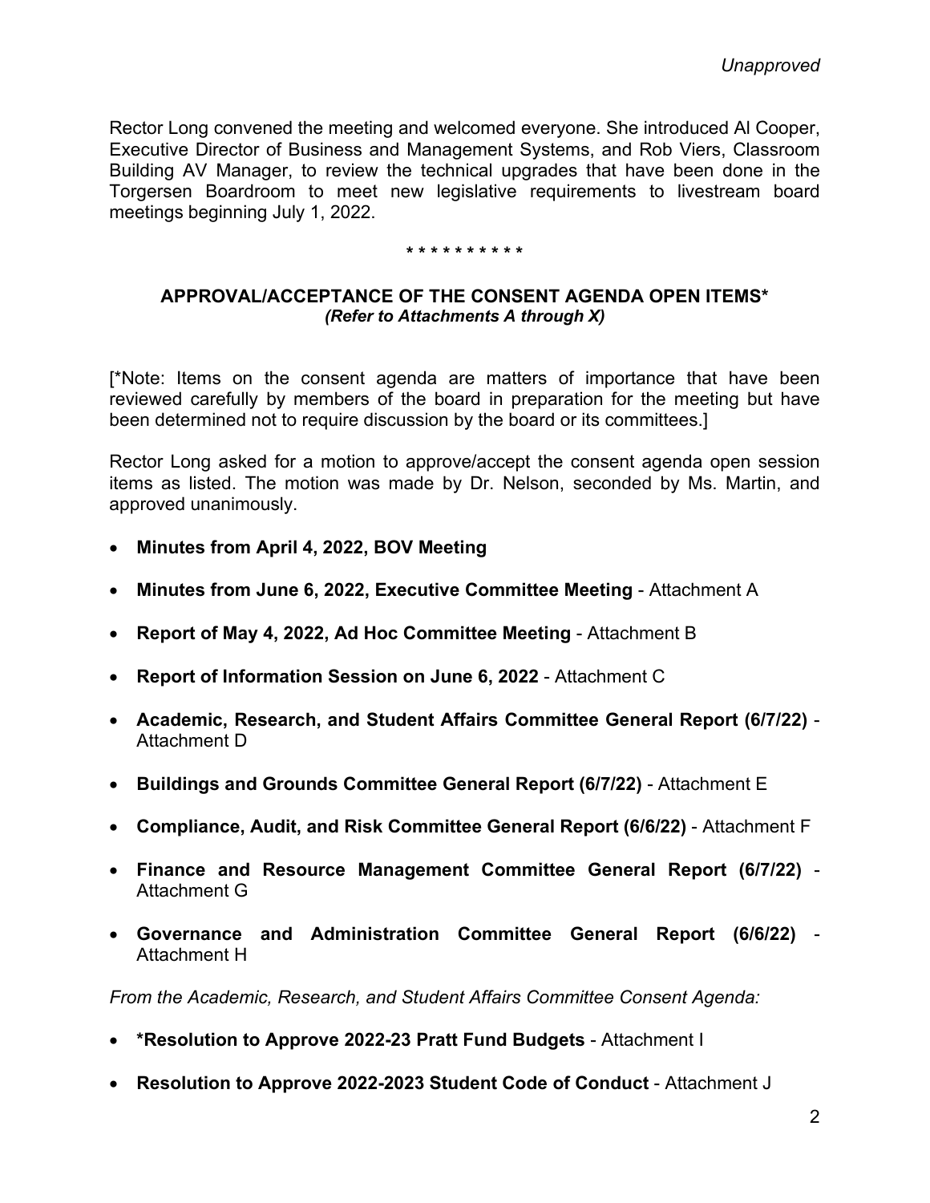*Unapproved*

Rector Long convened the meeting and welcomed everyone. She introduced Al Cooper, Executive Director of Business and Management Systems, and Rob Viers, Classroom Building AV Manager, to review the technical upgrades that have been done in the Torgersen Boardroom to meet new legislative requirements to livestream board meetings beginning July 1, 2022.

\* \* \* \* \* \* \* \* \* \*

**APPROVAL/ACCEPTANCE OF THE CONSENT AGENDA OPEN ITEMS\***
***(Refer to Attachments A through X)***

[*Note: Items on the consent agenda are matters of importance that have been reviewed carefully by members of the board in preparation for the meeting but have been determined not to require discussion by the board or its committees.]

Rector Long asked for a motion to approve/accept the consent agenda open session items as listed. The motion was made by Dr. Nelson, seconded by Ms. Martin, and approved unanimously.

- **Minutes from April 4, 2022, BOV Meeting**
- **Minutes from June 6, 2022, Executive Committee Meeting** - Attachment A
- **Report of May 4, 2022, Ad Hoc Committee Meeting** - Attachment B
- **Report of Information Session on June 6, 2022** - Attachment C
- **Academic, Research, and Student Affairs Committee General Report (6/7/22)** - Attachment D
- **Buildings and Grounds Committee General Report (6/7/22)** - Attachment E
- **Compliance, Audit, and Risk Committee General Report (6/6/22)** - Attachment F
- **Finance and Resource Management Committee General Report (6/7/22)** - Attachment G
- **Governance and Administration Committee General Report (6/6/22)** - Attachment H

*From the Academic, Research, and Student Affairs Committee Consent Agenda:*

- **\*Resolution to Approve 2022-23 Pratt Fund Budgets** - Attachment I
- **Resolution to Approve 2022-2023 Student Code of Conduct** - Attachment J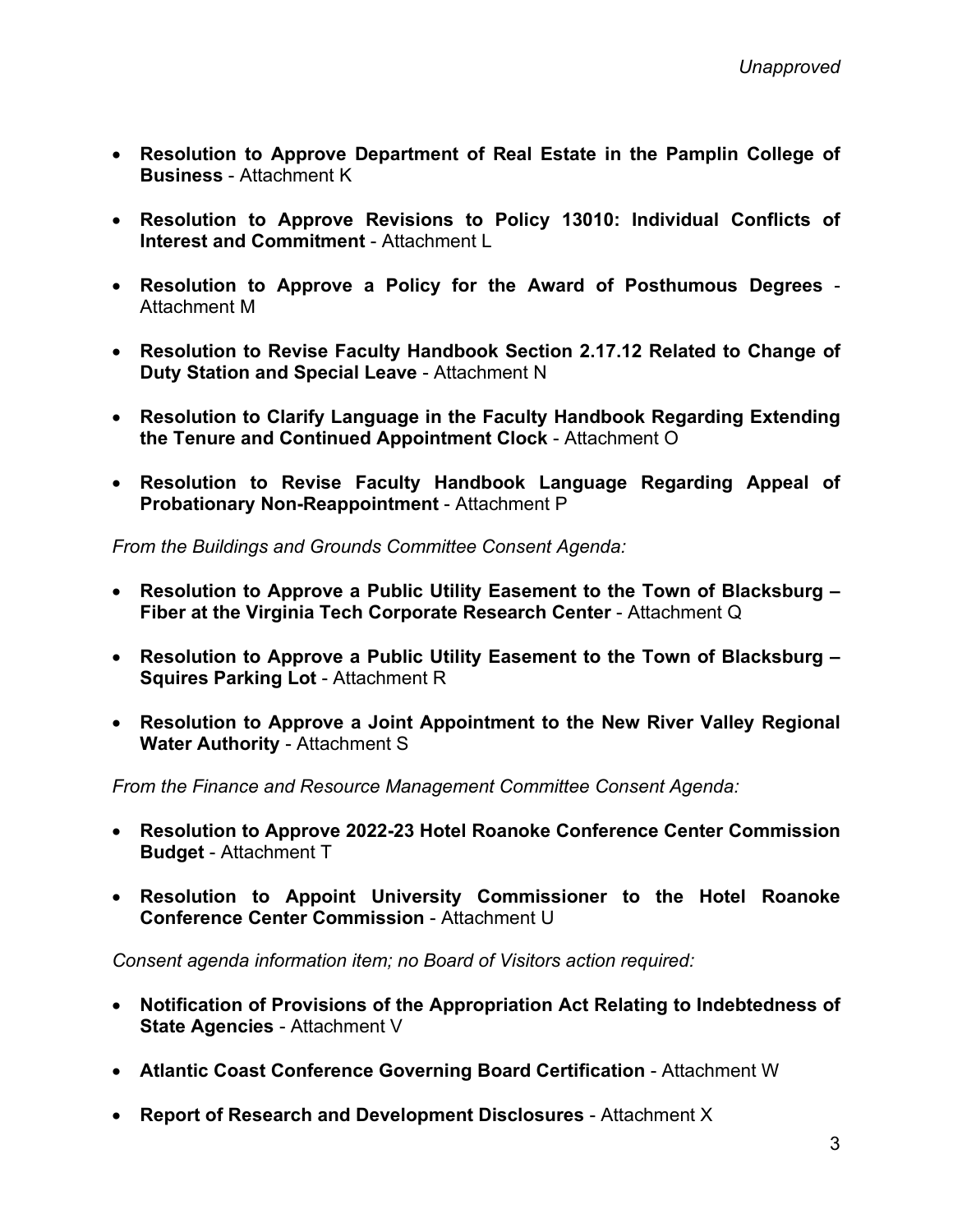*Unapproved*

- **Resolution to Approve Department of Real Estate in the Pamplin College of Business** - Attachment K
- **Resolution to Approve Revisions to Policy 13010: Individual Conflicts of Interest and Commitment** - Attachment L
- **Resolution to Approve a Policy for the Award of Posthumous Degrees** - Attachment M
- **Resolution to Revise Faculty Handbook Section 2.17.12 Related to Change of Duty Station and Special Leave** - Attachment N
- **Resolution to Clarify Language in the Faculty Handbook Regarding Extending the Tenure and Continued Appointment Clock** - Attachment O
- **Resolution to Revise Faculty Handbook Language Regarding Appeal of Probationary Non-Reappointment** - Attachment P

*From the Buildings and Grounds Committee Consent Agenda:*

- **Resolution to Approve a Public Utility Easement to the Town of Blacksburg – Fiber at the Virginia Tech Corporate Research Center** - Attachment Q
- **Resolution to Approve a Public Utility Easement to the Town of Blacksburg – Squires Parking Lot** - Attachment R
- **Resolution to Approve a Joint Appointment to the New River Valley Regional Water Authority** - Attachment S

*From the Finance and Resource Management Committee Consent Agenda:*

- **Resolution to Approve 2022-23 Hotel Roanoke Conference Center Commission Budget** - Attachment T
- **Resolution to Appoint University Commissioner to the Hotel Roanoke Conference Center Commission** - Attachment U

*Consent agenda information item; no Board of Visitors action required:*

- **Notification of Provisions of the Appropriation Act Relating to Indebtedness of State Agencies** - Attachment V
- **Atlantic Coast Conference Governing Board Certification** - Attachment W
- **Report of Research and Development Disclosures** - Attachment X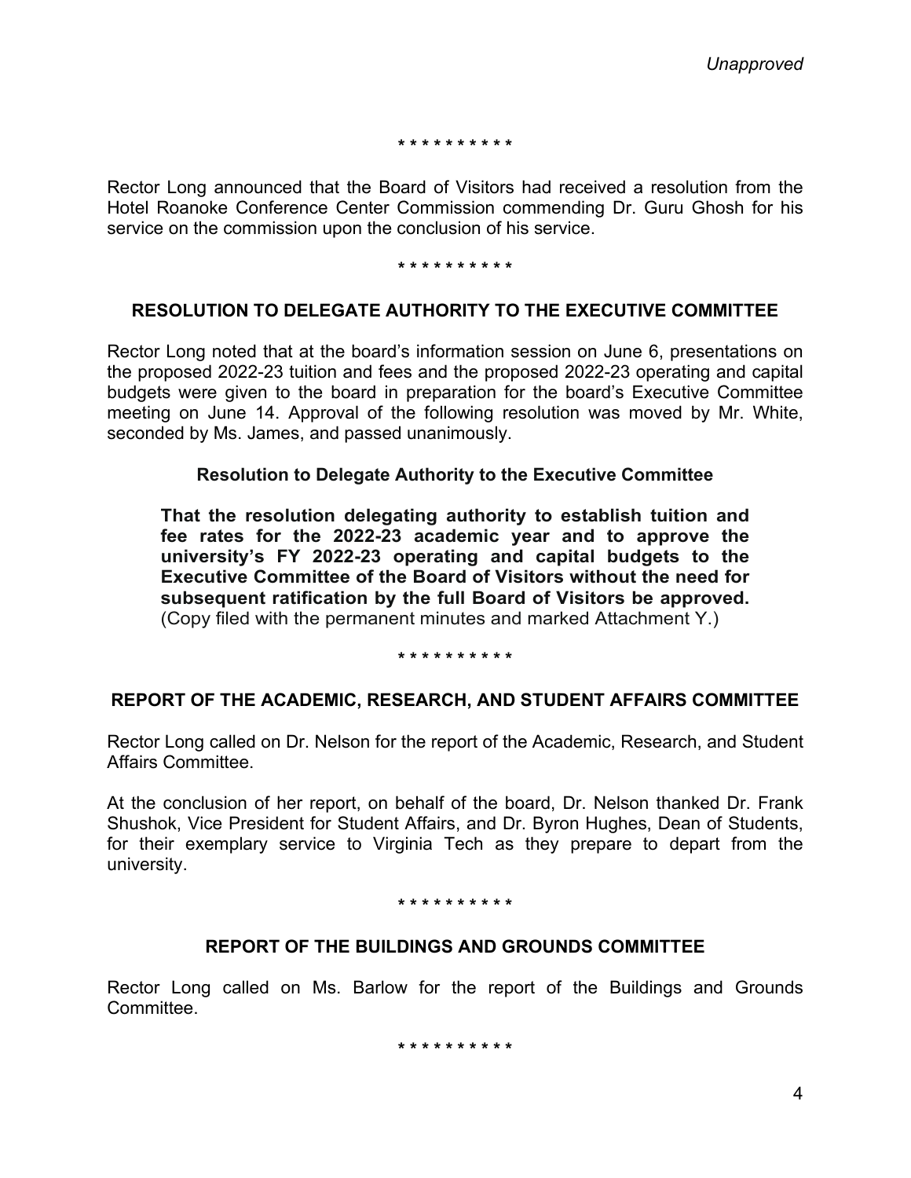*Unapproved*

* * * * * * * * * *

Rector Long announced that the Board of Visitors had received a resolution from the Hotel Roanoke Conference Center Commission commending Dr. Guru Ghosh for his service on the commission upon the conclusion of his service.

* * * * * * * * * *

## RESOLUTION TO DELEGATE AUTHORITY TO THE EXECUTIVE COMMITTEE

Rector Long noted that at the board's information session on June 6, presentations on the proposed 2022-23 tuition and fees and the proposed 2022-23 operating and capital budgets were given to the board in preparation for the board's Executive Committee meeting on June 14. Approval of the following resolution was moved by Mr. White, seconded by Ms. James, and passed unanimously.

**Resolution to Delegate Authority to the Executive Committee**

> **That the resolution delegating authority to establish tuition and fee rates for the 2022-23 academic year and to approve the university's FY 2022-23 operating and capital budgets to the Executive Committee of the Board of Visitors without the need for subsequent ratification by the full Board of Visitors be approved.** (Copy filed with the permanent minutes and marked Attachment Y.)

* * * * * * * * * *

## REPORT OF THE ACADEMIC, RESEARCH, AND STUDENT AFFAIRS COMMITTEE

Rector Long called on Dr. Nelson for the report of the Academic, Research, and Student Affairs Committee.

At the conclusion of her report, on behalf of the board, Dr. Nelson thanked Dr. Frank Shushok, Vice President for Student Affairs, and Dr. Byron Hughes, Dean of Students, for their exemplary service to Virginia Tech as they prepare to depart from the university.

* * * * * * * * * *

## REPORT OF THE BUILDINGS AND GROUNDS COMMITTEE

Rector Long called on Ms. Barlow for the report of the Buildings and Grounds Committee.

* * * * * * * * * *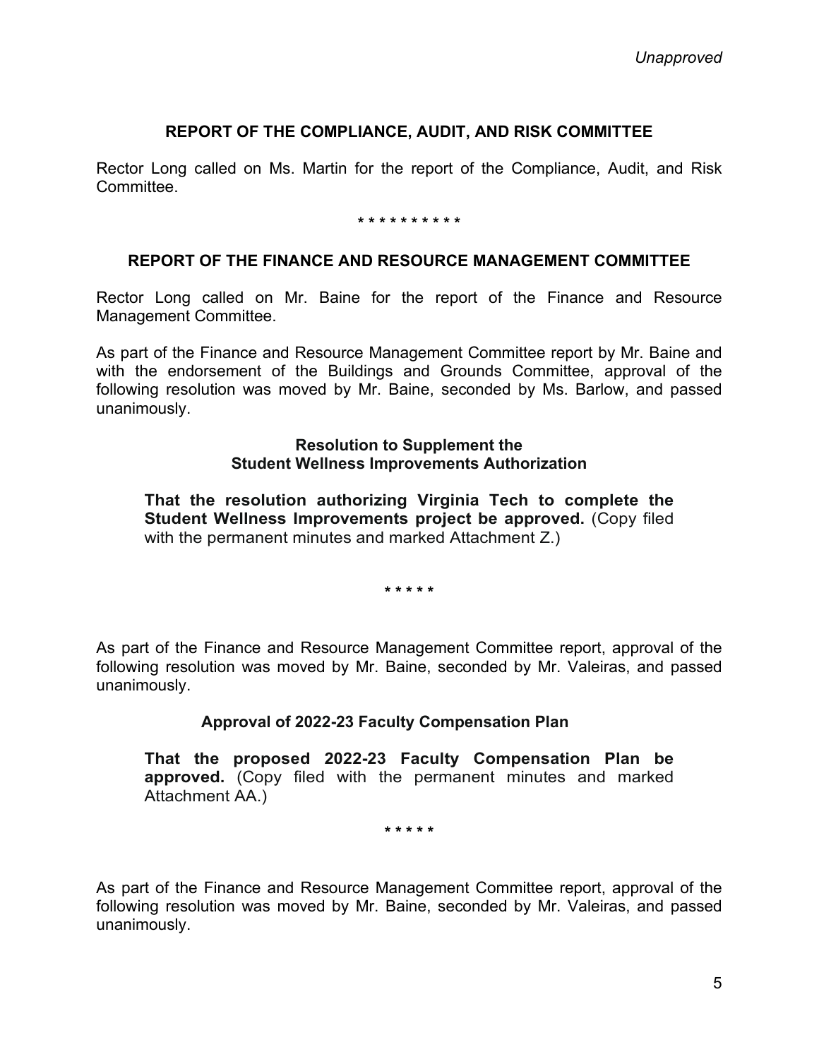*Unapproved*

## REPORT OF THE COMPLIANCE, AUDIT, AND RISK COMMITTEE

Rector Long called on Ms. Martin for the report of the Compliance, Audit, and Risk Committee.

* * * * * * * * * *

## REPORT OF THE FINANCE AND RESOURCE MANAGEMENT COMMITTEE

Rector Long called on Mr. Baine for the report of the Finance and Resource Management Committee.

As part of the Finance and Resource Management Committee report by Mr. Baine and with the endorsement of the Buildings and Grounds Committee, approval of the following resolution was moved by Mr. Baine, seconded by Ms. Barlow, and passed unanimously.

**Resolution to Supplement the Student Wellness Improvements Authorization**

**That the resolution authorizing Virginia Tech to complete the Student Wellness Improvements project be approved.** (Copy filed with the permanent minutes and marked Attachment Z.)

* * * * *

As part of the Finance and Resource Management Committee report, approval of the following resolution was moved by Mr. Baine, seconded by Mr. Valeiras, and passed unanimously.

**Approval of 2022-23 Faculty Compensation Plan**

**That the proposed 2022-23 Faculty Compensation Plan be approved.** (Copy filed with the permanent minutes and marked Attachment AA.)

* * * * *

As part of the Finance and Resource Management Committee report, approval of the following resolution was moved by Mr. Baine, seconded by Mr. Valeiras, and passed unanimously.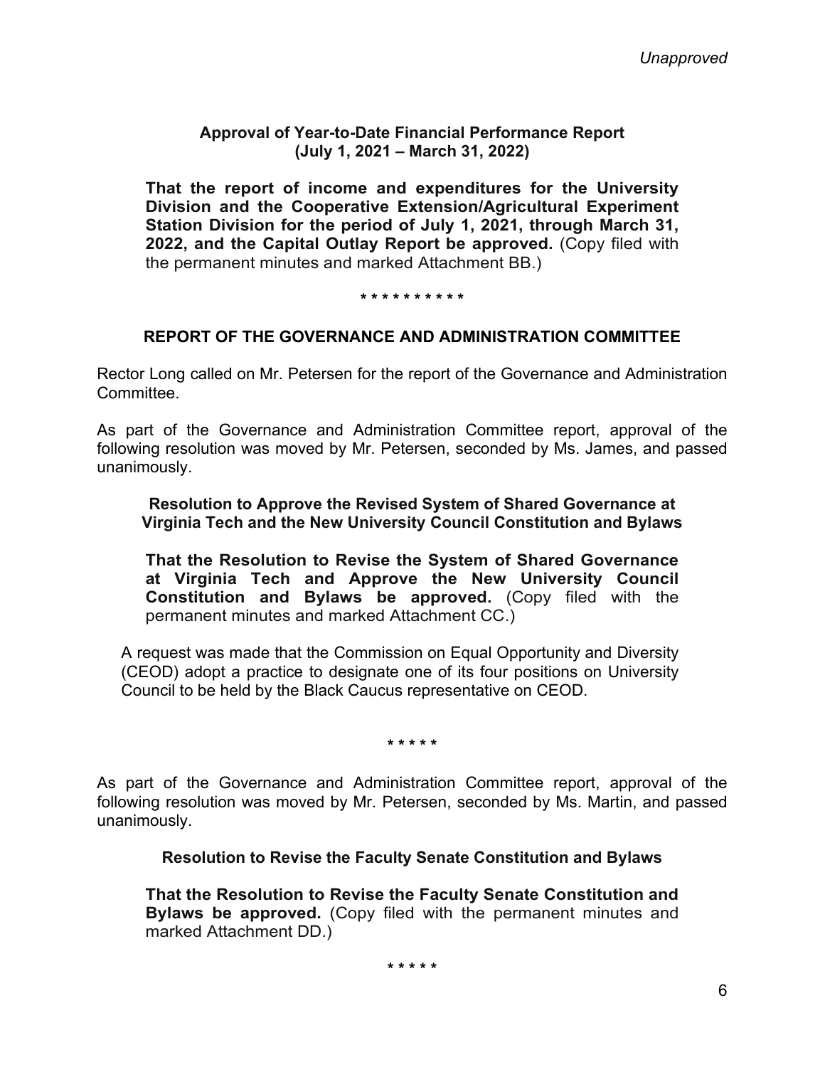*Unapproved*

**Approval of Year-to-Date Financial Performance Report (July 1, 2021 – March 31, 2022)**

**That the report of income and expenditures for the University Division and the Cooperative Extension/Agricultural Experiment Station Division for the period of July 1, 2021, through March 31, 2022, and the Capital Outlay Report be approved.** (Copy filed with the permanent minutes and marked Attachment BB.)

\* \* \* \* \* \* \* \* \* \*

## REPORT OF THE GOVERNANCE AND ADMINISTRATION COMMITTEE

Rector Long called on Mr. Petersen for the report of the Governance and Administration Committee.

As part of the Governance and Administration Committee report, approval of the following resolution was moved by Mr. Petersen, seconded by Ms. James, and passed unanimously.

**Resolution to Approve the Revised System of Shared Governance at Virginia Tech and the New University Council Constitution and Bylaws**

**That the Resolution to Revise the System of Shared Governance at Virginia Tech and Approve the New University Council Constitution and Bylaws be approved.** (Copy filed with the permanent minutes and marked Attachment CC.)

A request was made that the Commission on Equal Opportunity and Diversity (CEOD) adopt a practice to designate one of its four positions on University Council to be held by the Black Caucus representative on CEOD.

\* \* \* \* \*

As part of the Governance and Administration Committee report, approval of the following resolution was moved by Mr. Petersen, seconded by Ms. Martin, and passed unanimously.

**Resolution to Revise the Faculty Senate Constitution and Bylaws**

**That the Resolution to Revise the Faculty Senate Constitution and Bylaws be approved.** (Copy filed with the permanent minutes and marked Attachment DD.)

\* \* \* \* \*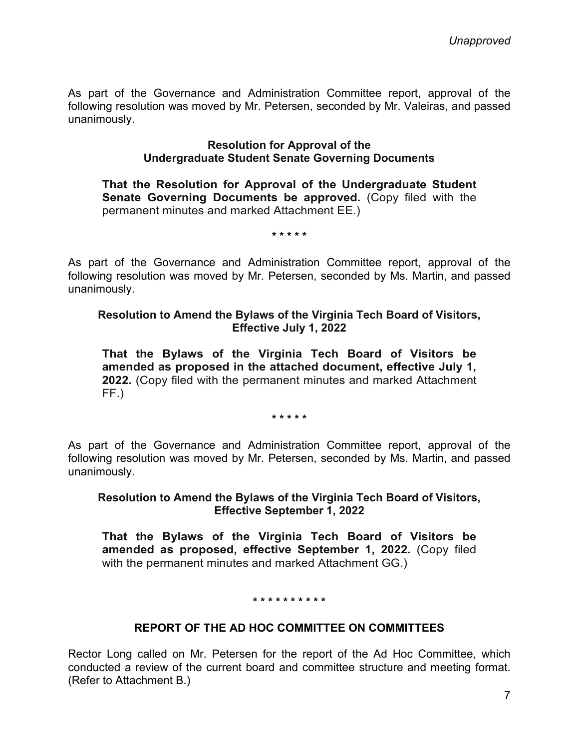*Unapproved*

As part of the Governance and Administration Committee report, approval of the following resolution was moved by Mr. Petersen, seconded by Mr. Valeiras, and passed unanimously.

**Resolution for Approval of the Undergraduate Student Senate Governing Documents**

**That the Resolution for Approval of the Undergraduate Student Senate Governing Documents be approved.** (Copy filed with the permanent minutes and marked Attachment EE.)

\* \* \* \* \*

As part of the Governance and Administration Committee report, approval of the following resolution was moved by Mr. Petersen, seconded by Ms. Martin, and passed unanimously.

**Resolution to Amend the Bylaws of the Virginia Tech Board of Visitors, Effective July 1, 2022**

**That the Bylaws of the Virginia Tech Board of Visitors be amended as proposed in the attached document, effective July 1, 2022.** (Copy filed with the permanent minutes and marked Attachment FF.)

\* \* \* \* \*

As part of the Governance and Administration Committee report, approval of the following resolution was moved by Mr. Petersen, seconded by Ms. Martin, and passed unanimously.

**Resolution to Amend the Bylaws of the Virginia Tech Board of Visitors, Effective September 1, 2022**

**That the Bylaws of the Virginia Tech Board of Visitors be amended as proposed, effective September 1, 2022.** (Copy filed with the permanent minutes and marked Attachment GG.)

\* \* \* \* \* \* \* \* \* \*

## REPORT OF THE AD HOC COMMITTEE ON COMMITTEES

Rector Long called on Mr. Petersen for the report of the Ad Hoc Committee, which conducted a review of the current board and committee structure and meeting format. (Refer to Attachment B.)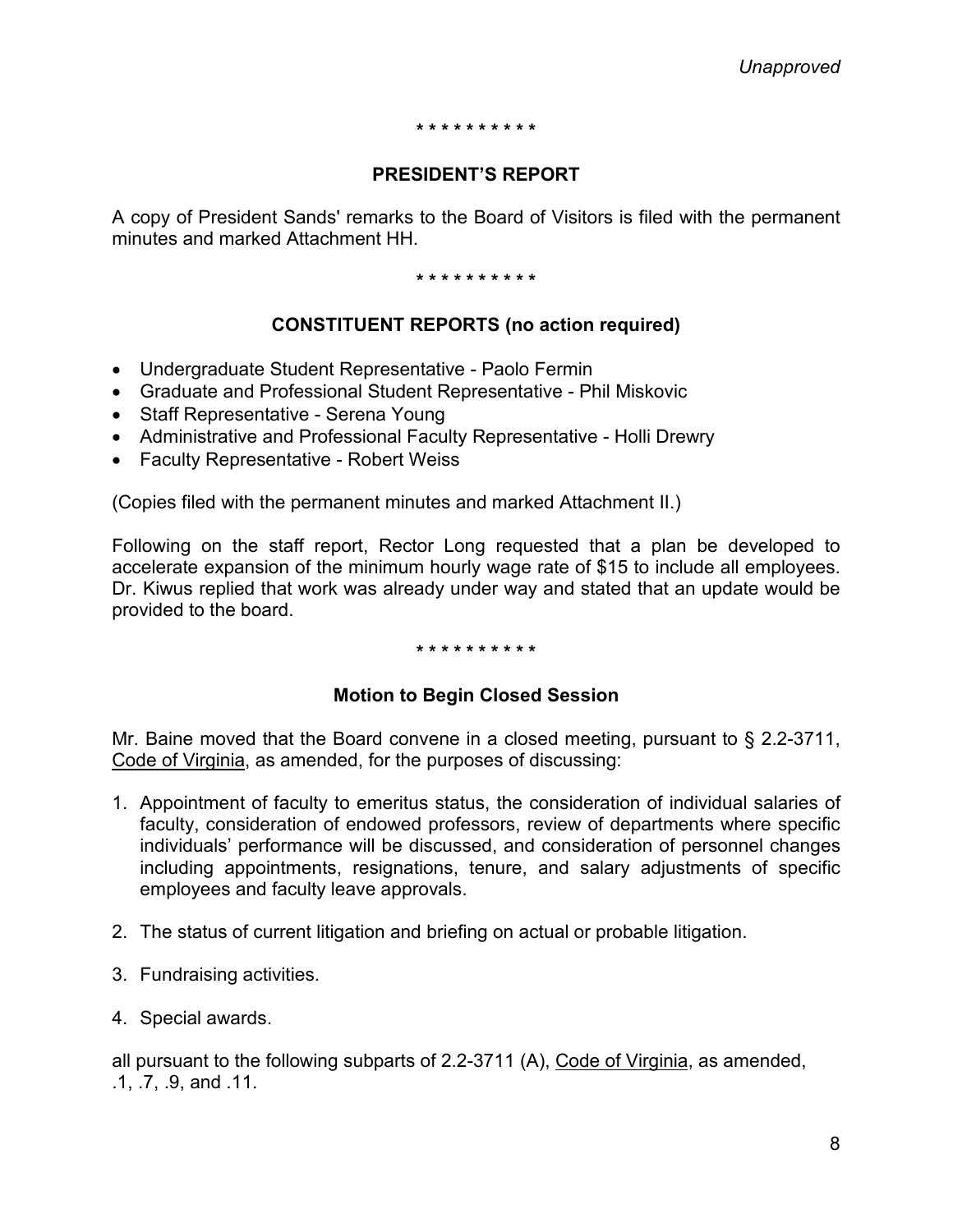*Unapproved*

\* \* \* \* \* \* \* \* \* \*

## PRESIDENT'S REPORT

A copy of President Sands' remarks to the Board of Visitors is filed with the permanent minutes and marked Attachment HH.

\* \* \* \* \* \* \* \* \* \*

## CONSTITUENT REPORTS (no action required)

- Undergraduate Student Representative - Paolo Fermin
- Graduate and Professional Student Representative - Phil Miskovic
- Staff Representative - Serena Young
- Administrative and Professional Faculty Representative - Holli Drewry
- Faculty Representative - Robert Weiss

(Copies filed with the permanent minutes and marked Attachment II.)

Following on the staff report, Rector Long requested that a plan be developed to accelerate expansion of the minimum hourly wage rate of $15 to include all employees. Dr. Kiwus replied that work was already under way and stated that an update would be provided to the board.

\* \* \* \* \* \* \* \* \* \*

## Motion to Begin Closed Session

Mr. Baine moved that the Board convene in a closed meeting, pursuant to § 2.2-3711, Code of Virginia, as amended, for the purposes of discussing:

1. Appointment of faculty to emeritus status, the consideration of individual salaries of faculty, consideration of endowed professors, review of departments where specific individuals' performance will be discussed, and consideration of personnel changes including appointments, resignations, tenure, and salary adjustments of specific employees and faculty leave approvals.

2. The status of current litigation and briefing on actual or probable litigation.

3. Fundraising activities.

4. Special awards.

all pursuant to the following subparts of 2.2-3711 (A), Code of Virginia, as amended, .1, .7, .9, and .11.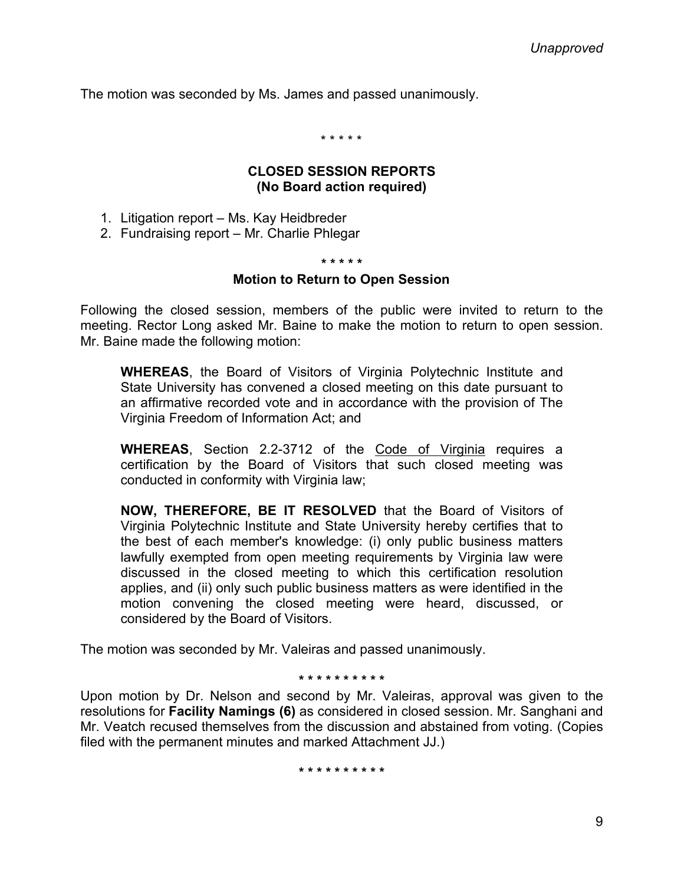*Unapproved*

The motion was seconded by Ms. James and passed unanimously.

\* \* \* \* \*

**CLOSED SESSION REPORTS**
**(No Board action required)**

1. Litigation report – Ms. Kay Heidbreder
2. Fundraising report – Mr. Charlie Phlegar

\* \* \* \* \*

**Motion to Return to Open Session**

Following the closed session, members of the public were invited to return to the meeting. Rector Long asked Mr. Baine to make the motion to return to open session. Mr. Baine made the following motion:

> **WHEREAS**, the Board of Visitors of Virginia Polytechnic Institute and State University has convened a closed meeting on this date pursuant to an affirmative recorded vote and in accordance with the provision of The Virginia Freedom of Information Act; and
>
> **WHEREAS**, Section 2.2-3712 of the Code of Virginia requires a certification by the Board of Visitors that such closed meeting was conducted in conformity with Virginia law;
>
> **NOW, THEREFORE, BE IT RESOLVED** that the Board of Visitors of Virginia Polytechnic Institute and State University hereby certifies that to the best of each member's knowledge: (i) only public business matters lawfully exempted from open meeting requirements by Virginia law were discussed in the closed meeting to which this certification resolution applies, and (ii) only such public business matters as were identified in the motion convening the closed meeting were heard, discussed, or considered by the Board of Visitors.

The motion was seconded by Mr. Valeiras and passed unanimously.

\* \* \* \* \* \* \* \* \* \*

Upon motion by Dr. Nelson and second by Mr. Valeiras, approval was given to the resolutions for **Facility Namings (6)** as considered in closed session. Mr. Sanghani and Mr. Veatch recused themselves from the discussion and abstained from voting. (Copies filed with the permanent minutes and marked Attachment JJ.)

\* \* \* \* \* \* \* \* \* \*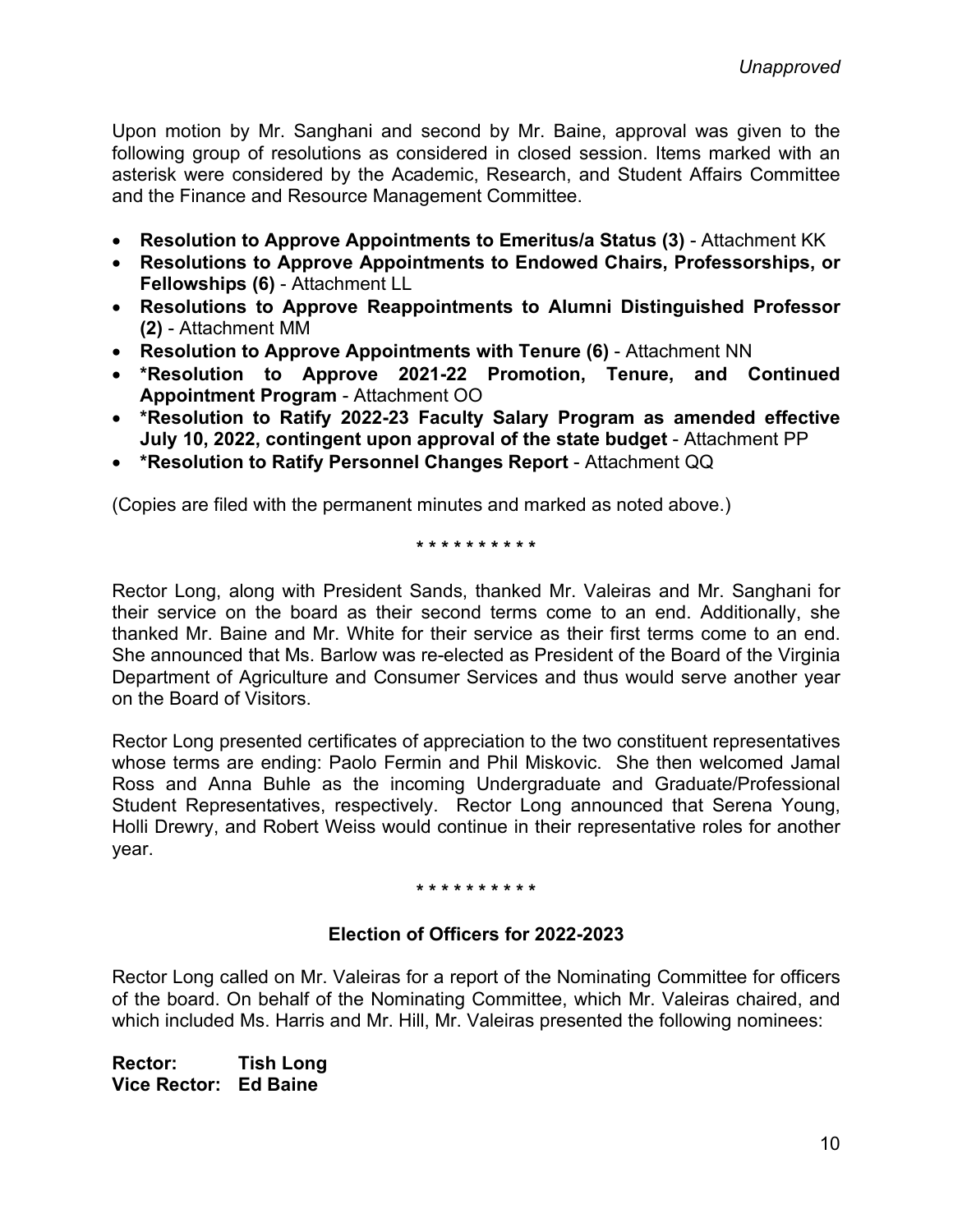*Unapproved*

Upon motion by Mr. Sanghani and second by Mr. Baine, approval was given to the following group of resolutions as considered in closed session. Items marked with an asterisk were considered by the Academic, Research, and Student Affairs Committee and the Finance and Resource Management Committee.

- **Resolution to Approve Appointments to Emeritus/a Status (3)** - Attachment KK
- **Resolutions to Approve Appointments to Endowed Chairs, Professorships, or Fellowships (6)** - Attachment LL
- **Resolutions to Approve Reappointments to Alumni Distinguished Professor (2)** - Attachment MM
- **Resolution to Approve Appointments with Tenure (6)** - Attachment NN
- **\*Resolution to Approve 2021-22 Promotion, Tenure, and Continued Appointment Program** - Attachment OO
- **\*Resolution to Ratify 2022-23 Faculty Salary Program as amended effective July 10, 2022, contingent upon approval of the state budget** - Attachment PP
- **\*Resolution to Ratify Personnel Changes Report** - Attachment QQ

(Copies are filed with the permanent minutes and marked as noted above.)

\* \* \* \* \* \* \* \* \* \*

Rector Long, along with President Sands, thanked Mr. Valeiras and Mr. Sanghani for their service on the board as their second terms come to an end. Additionally, she thanked Mr. Baine and Mr. White for their service as their first terms come to an end. She announced that Ms. Barlow was re-elected as President of the Board of the Virginia Department of Agriculture and Consumer Services and thus would serve another year on the Board of Visitors.

Rector Long presented certificates of appreciation to the two constituent representatives whose terms are ending: Paolo Fermin and Phil Miskovic. She then welcomed Jamal Ross and Anna Buhle as the incoming Undergraduate and Graduate/Professional Student Representatives, respectively. Rector Long announced that Serena Young, Holli Drewry, and Robert Weiss would continue in their representative roles for another year.

\* \* \* \* \* \* \* \* \* \*

### Election of Officers for 2022-2023

Rector Long called on Mr. Valeiras for a report of the Nominating Committee for officers of the board. On behalf of the Nominating Committee, which Mr. Valeiras chaired, and which included Ms. Harris and Mr. Hill, Mr. Valeiras presented the following nominees:

**Rector: Tish Long**
**Vice Rector: Ed Baine**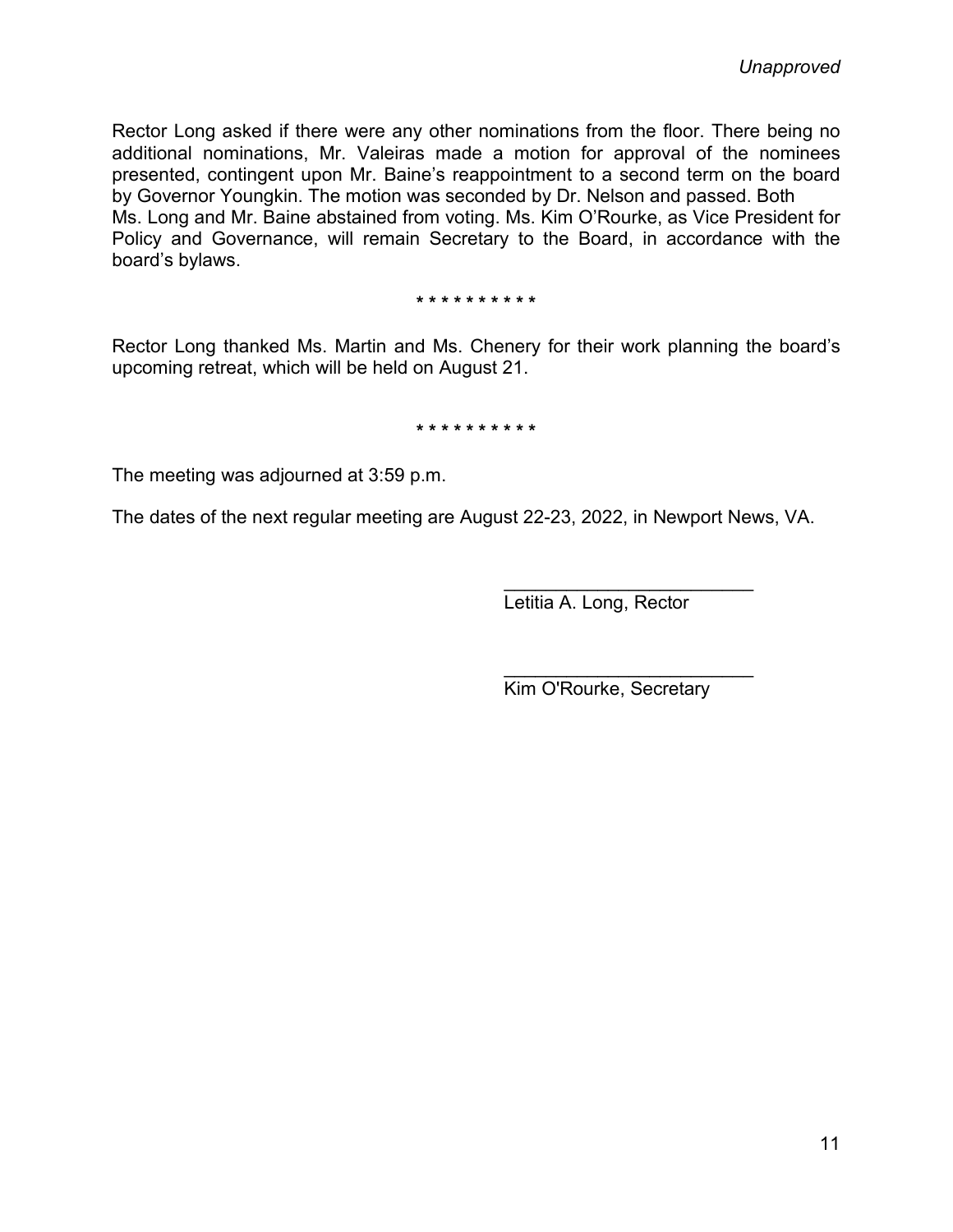*Unapproved*

Rector Long asked if there were any other nominations from the floor. There being no additional nominations, Mr. Valeiras made a motion for approval of the nominees presented, contingent upon Mr. Baine's reappointment to a second term on the board by Governor Youngkin. The motion was seconded by Dr. Nelson and passed. Both Ms. Long and Mr. Baine abstained from voting. Ms. Kim O'Rourke, as Vice President for Policy and Governance, will remain Secretary to the Board, in accordance with the board's bylaws.

* * * * * * * * * *

Rector Long thanked Ms. Martin and Ms. Chenery for their work planning the board's upcoming retreat, which will be held on August 21.

* * * * * * * * * *

The meeting was adjourned at 3:59 p.m.

The dates of the next regular meeting are August 22-23, 2022, in Newport News, VA.

_________________________
Letitia A. Long, Rector

_________________________
Kim O'Rourke, Secretary